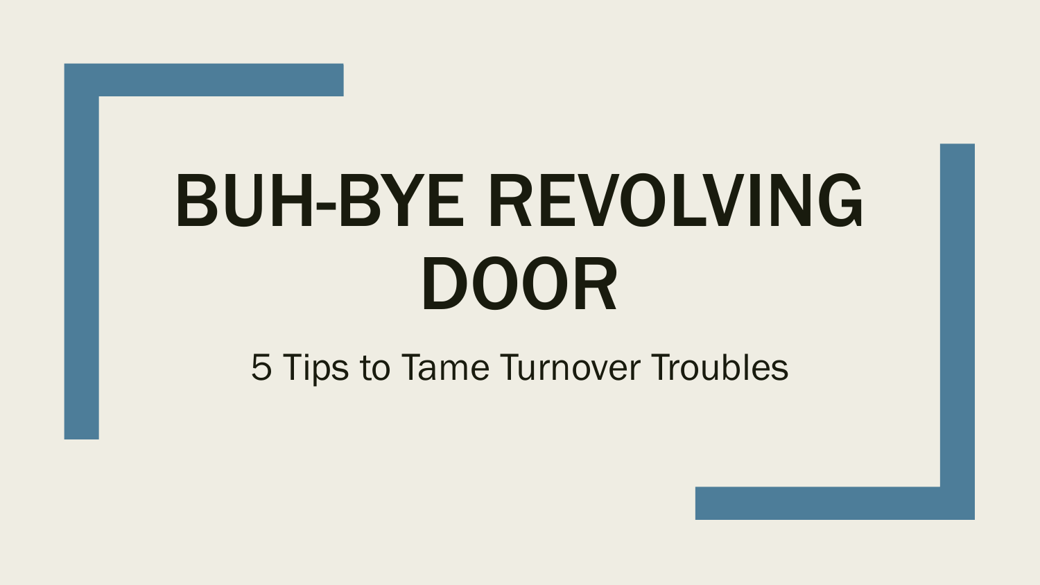# BUH-BYE REVOLVING DOOR

5 Tips to Tame Turnover Troubles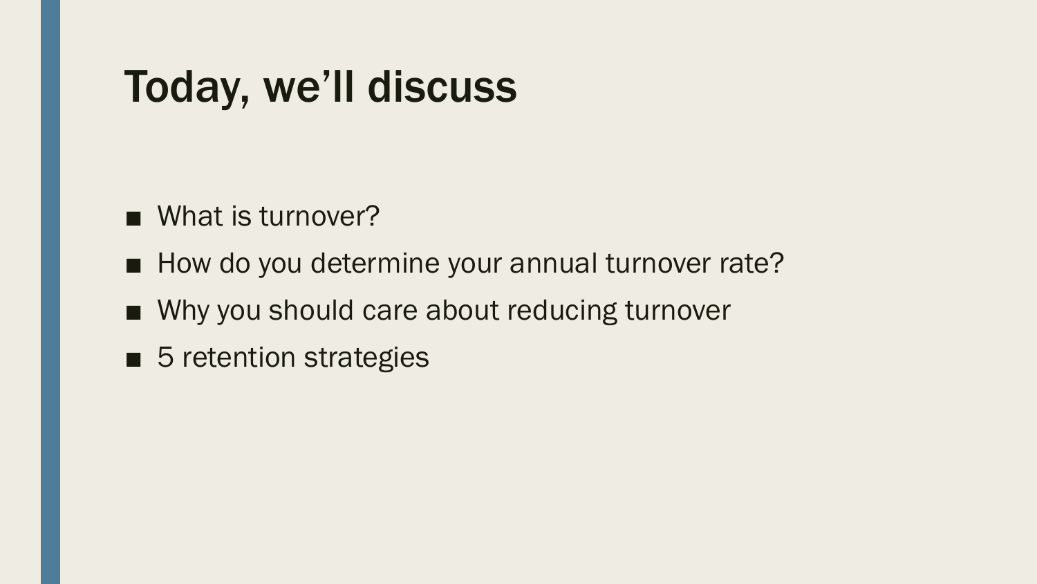# Today, we'll discuss

- What is turnover?
- How do you determine your annual turnover rate?
- Why you should care about reducing turnover
- 5 retention strategies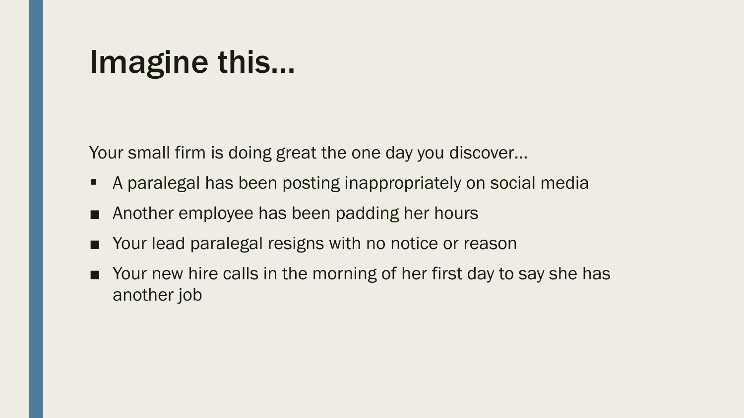# Imagine this…

Your small firm is doing great the one day you discover…

- A paralegal has been posting inappropriately on social media
- Another employee has been padding her hours
- Your lead paralegal resigns with no notice or reason
- Your new hire calls in the morning of her first day to say she has another job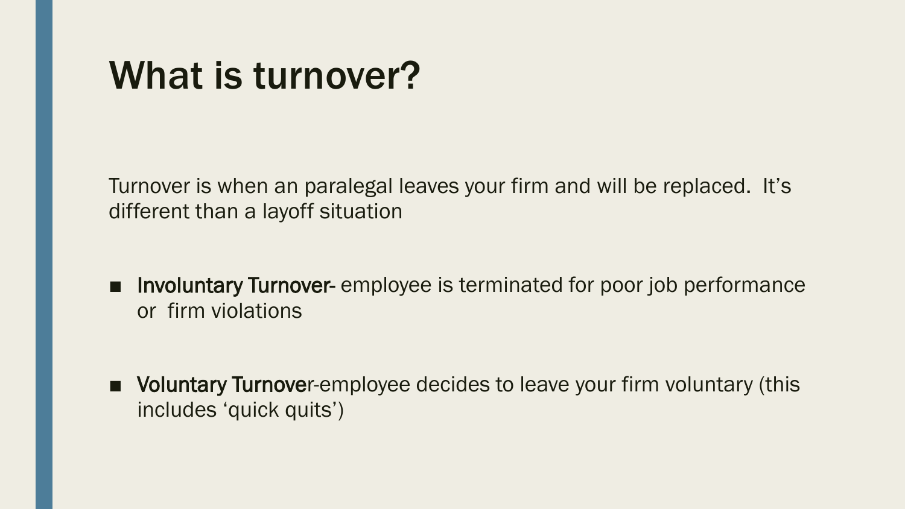# What is turnover?

Turnover is when an paralegal leaves your firm and will be replaced. It's different than a layoff situation

- **Involuntary Turnover-** employee is terminated for poor job performance or firm violations

- **Voluntary Turnove**r-employee decides to leave your firm voluntary (this includes 'quick quits')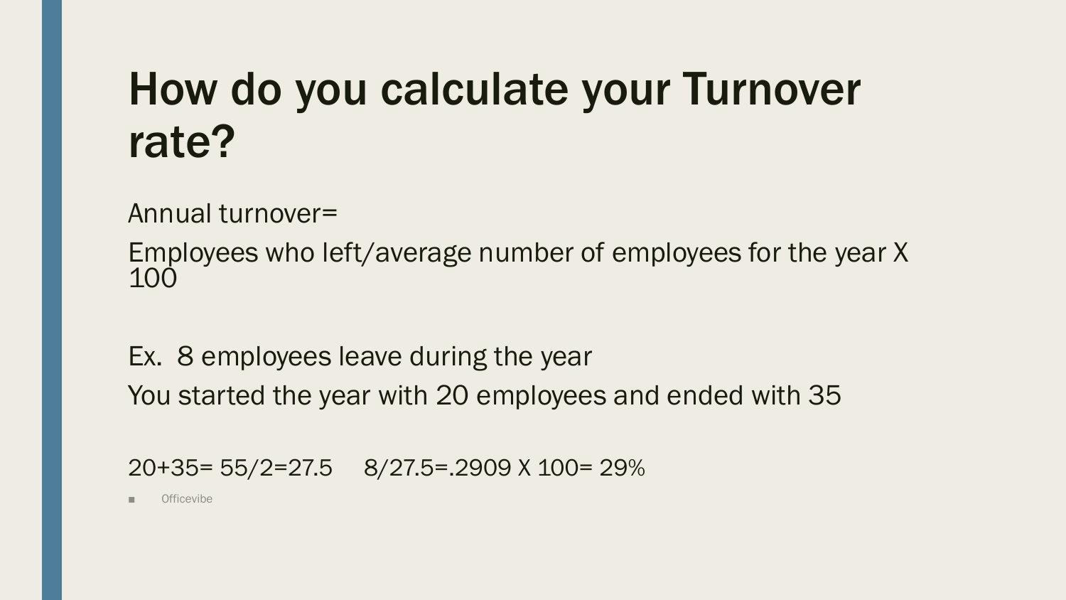# How do you calculate your Turnover rate?

Annual turnover=

Employees who left/average number of employees for the year X 100

Ex. 8 employees leave during the year

You started the year with 20 employees and ended with 35

20+35= 55/2=27.5     8/27.5=.2909 X 100= 29%

- Officevibe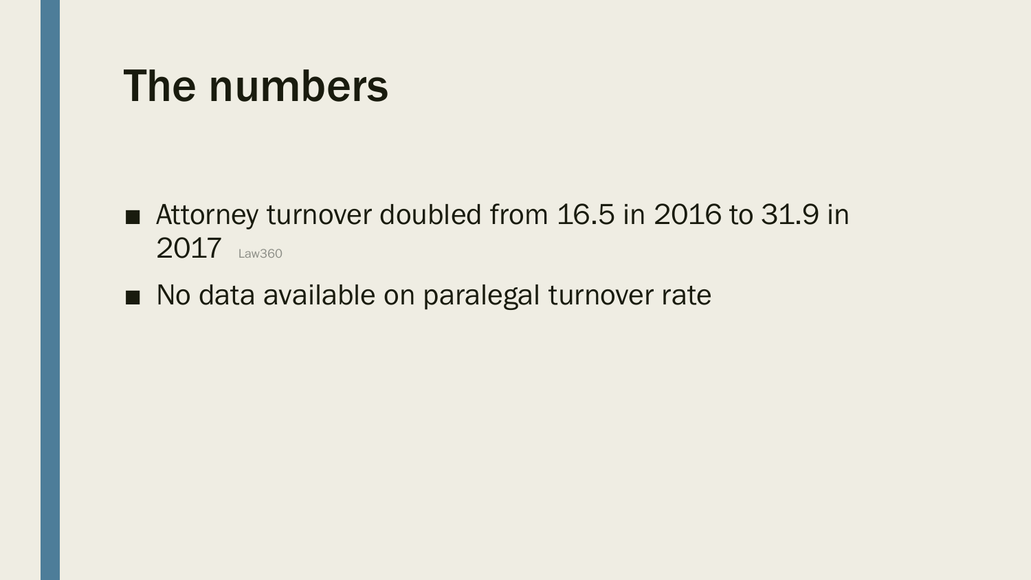# The numbers

- Attorney turnover doubled from 16.5 in 2016 to 31.9 in 2017 Law360
- No data available on paralegal turnover rate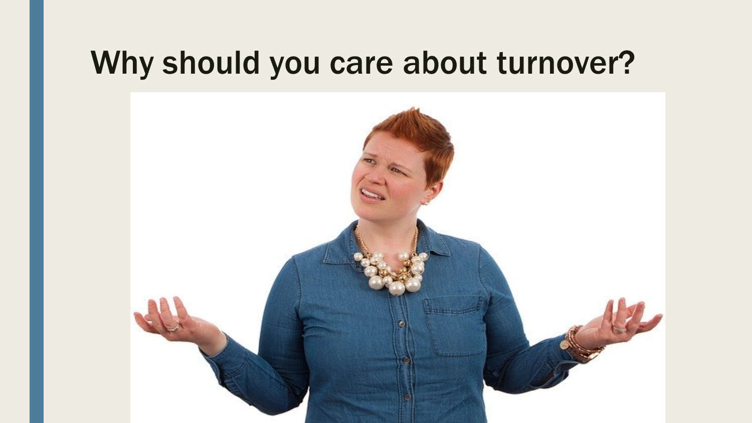# Why should you care about turnover?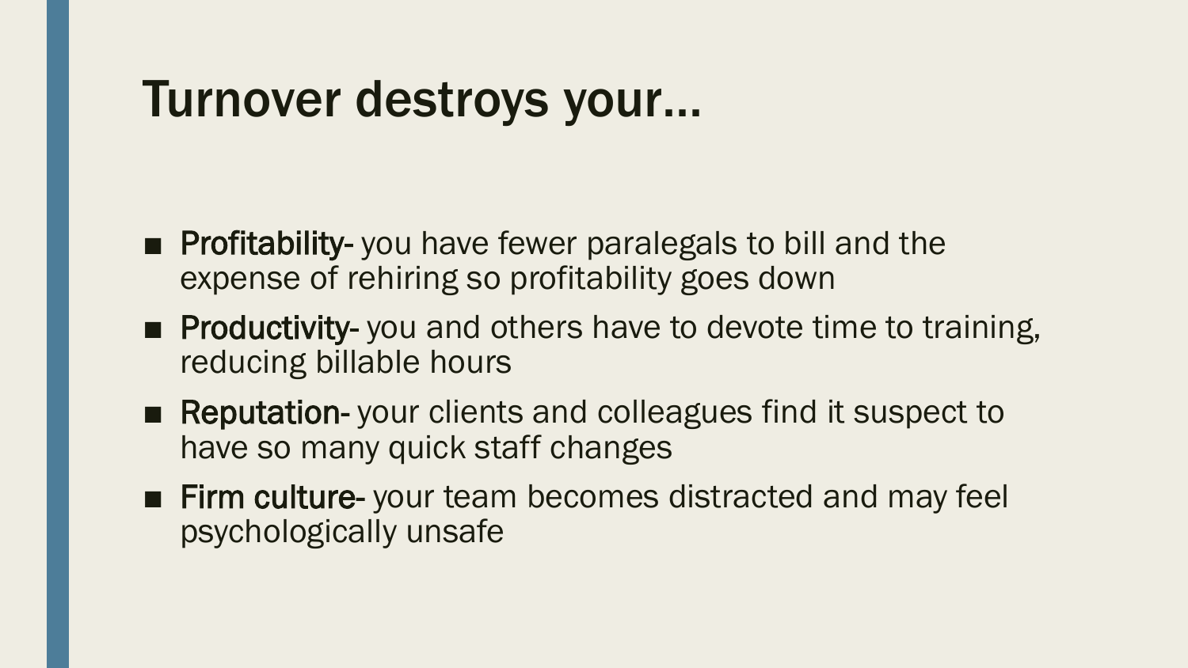# Turnover destroys your…

- **Profitability-** you have fewer paralegals to bill and the expense of rehiring so profitability goes down
- **Productivity-** you and others have to devote time to training, reducing billable hours
- **Reputation-** your clients and colleagues find it suspect to have so many quick staff changes
- **Firm culture-** your team becomes distracted and may feel psychologically unsafe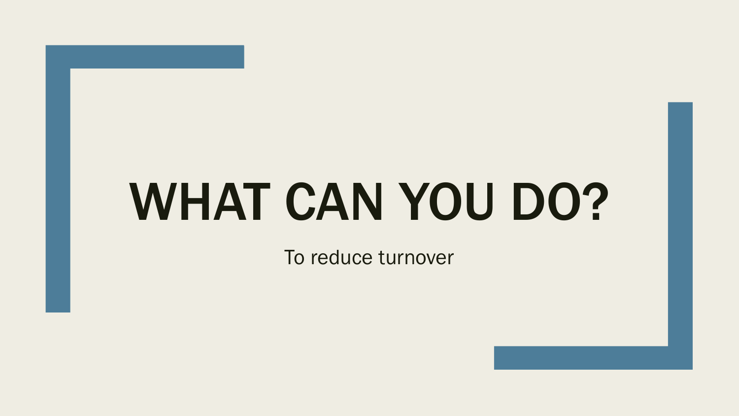# WHAT CAN YOU DO?

To reduce turnover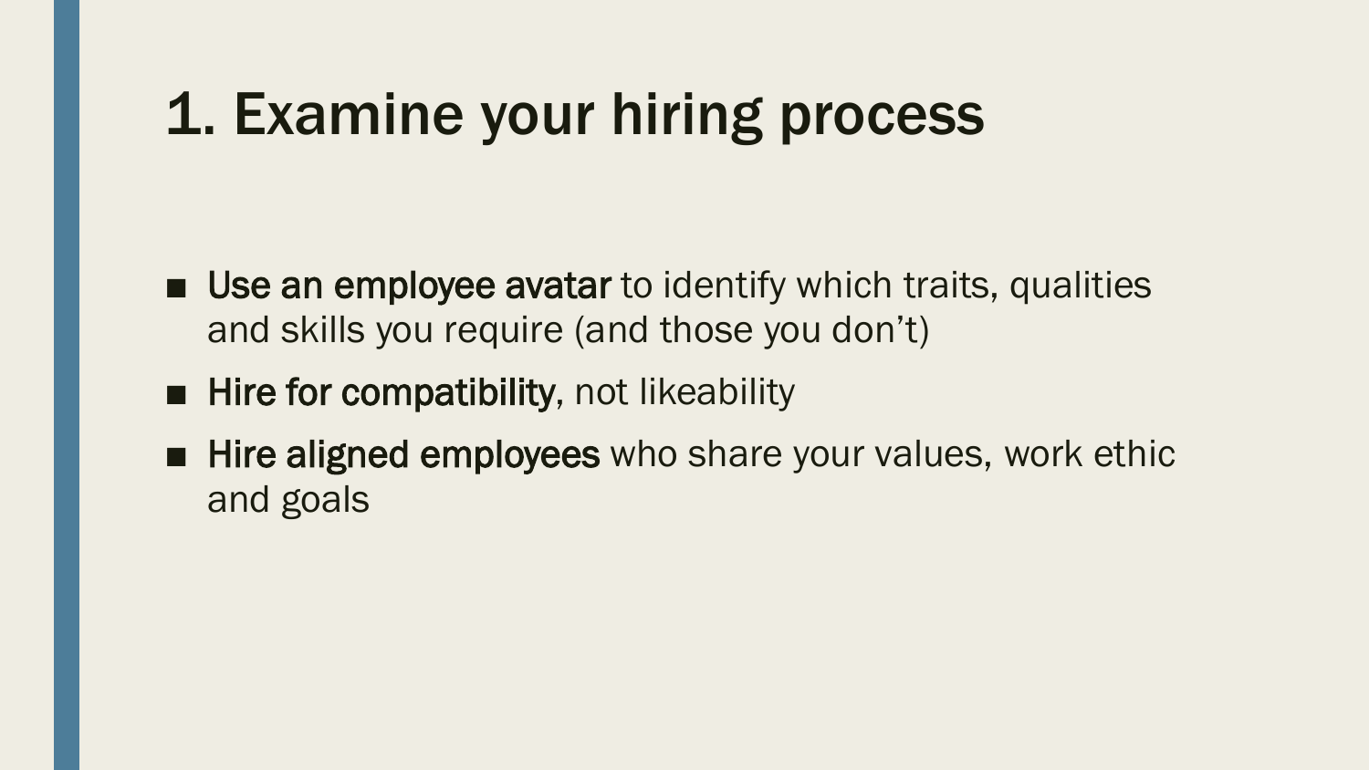# 1. Examine your hiring process

- **Use an employee avatar** to identify which traits, qualities and skills you require (and those you don't)
- **Hire for compatibility**, not likeability
- **Hire aligned employees** who share your values, work ethic and goals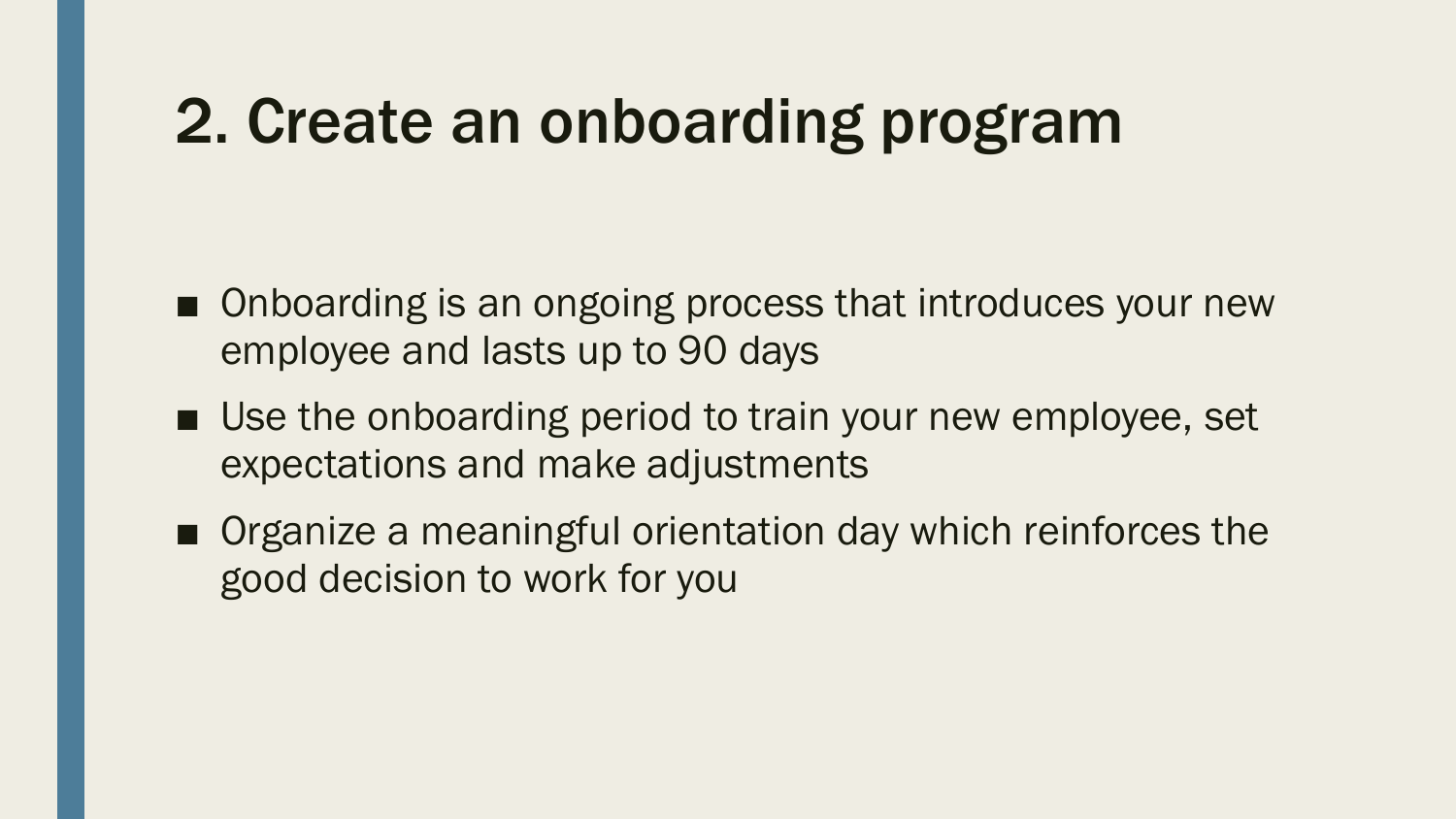# 2. Create an onboarding program

- Onboarding is an ongoing process that introduces your new employee and lasts up to 90 days
- Use the onboarding period to train your new employee, set expectations and make adjustments
- Organize a meaningful orientation day which reinforces the good decision to work for you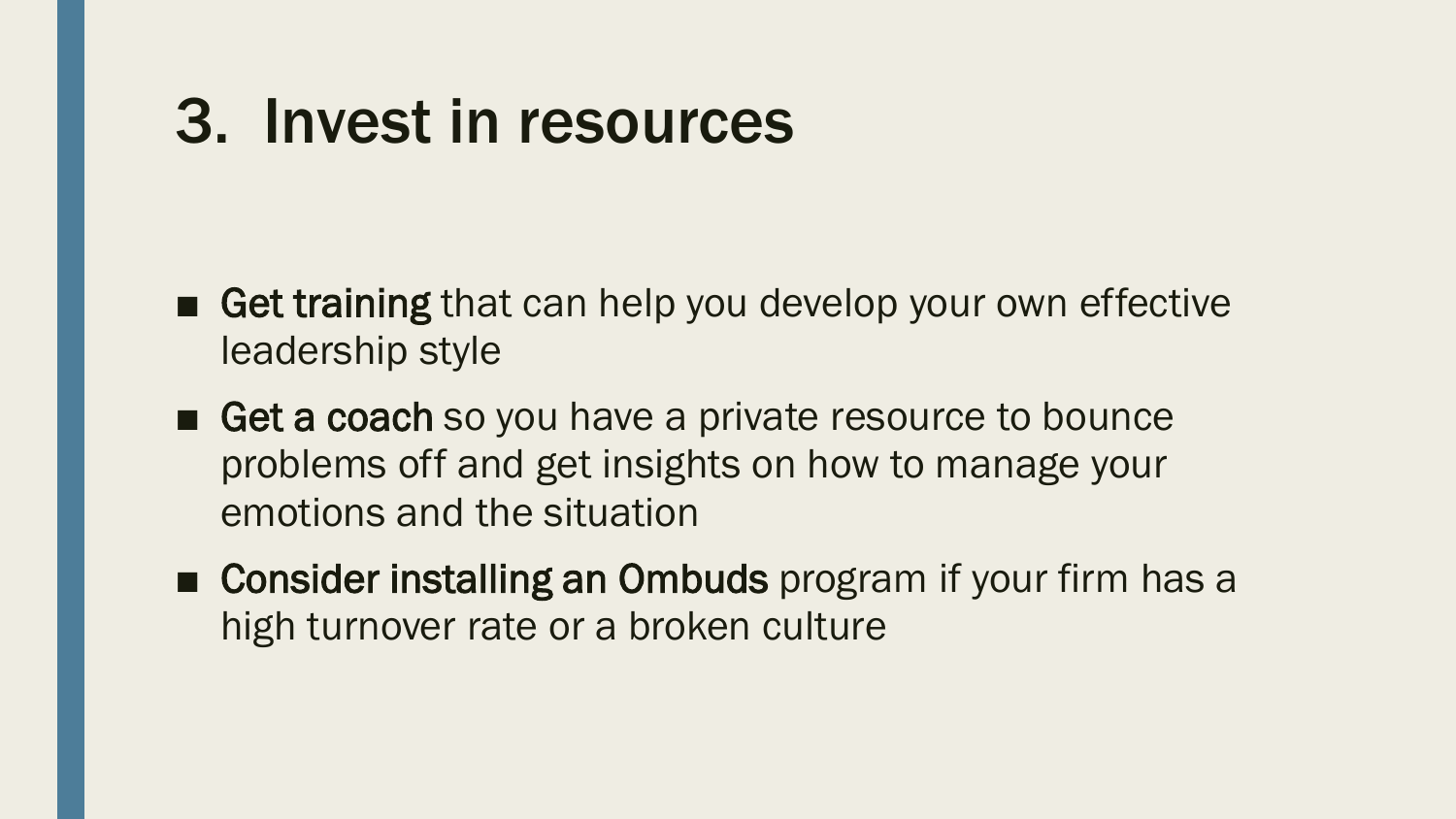# 3. Invest in resources

- **Get training** that can help you develop your own effective leadership style
- **Get a coach** so you have a private resource to bounce problems off and get insights on how to manage your emotions and the situation
- **Consider installing an Ombuds** program if your firm has a high turnover rate or a broken culture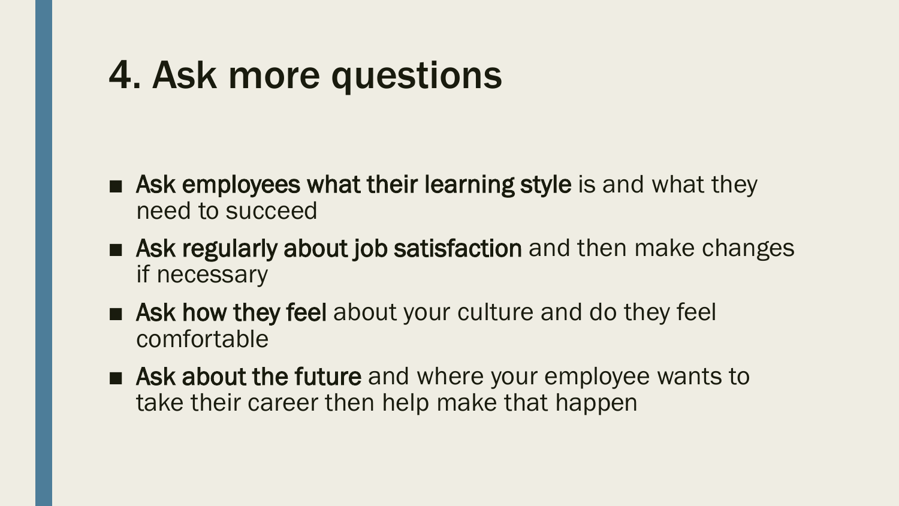# 4. Ask more questions

- **Ask employees what their learning style** is and what they need to succeed
- **Ask regularly about job satisfaction** and then make changes if necessary
- **Ask how they feel** about your culture and do they feel comfortable
- **Ask about the future** and where your employee wants to take their career then help make that happen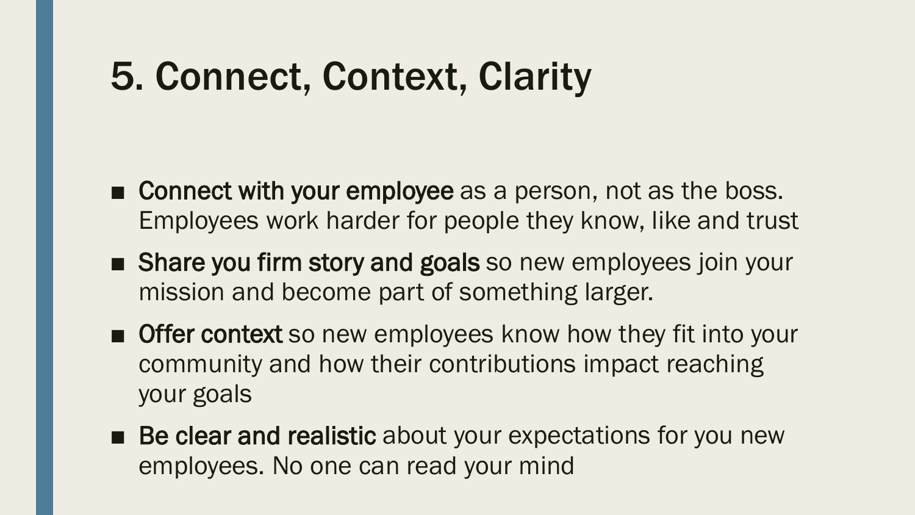# 5. Connect, Context, Clarity

- **Connect with your employee** as a person, not as the boss. Employees work harder for people they know, like and trust
- **Share you firm story and goals** so new employees join your mission and become part of something larger.
- **Offer context** so new employees know how they fit into your community and how their contributions impact reaching your goals
- **Be clear and realistic** about your expectations for you new employees. No one can read your mind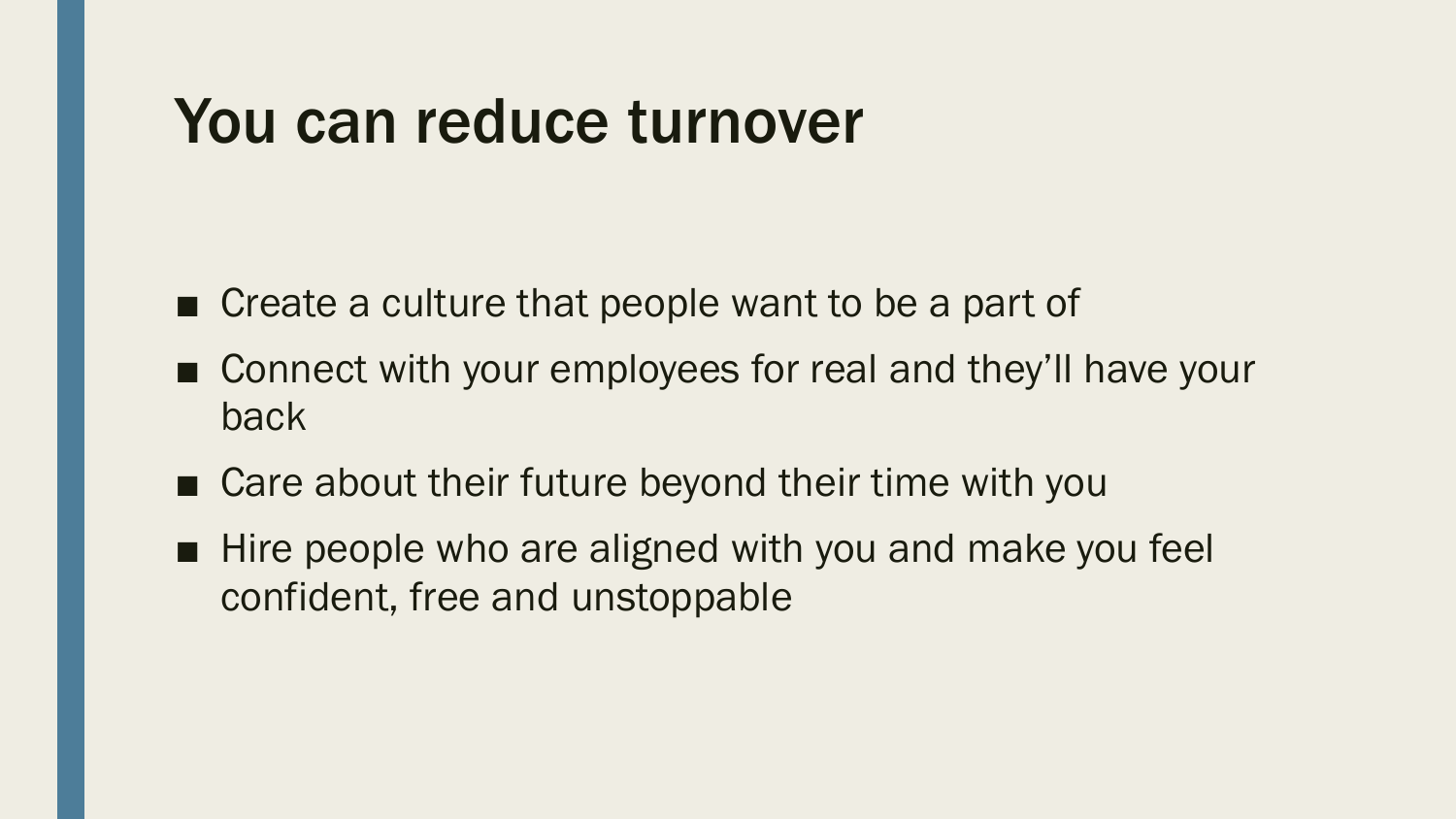# You can reduce turnover

- Create a culture that people want to be a part of
- Connect with your employees for real and they'll have your back
- Care about their future beyond their time with you
- Hire people who are aligned with you and make you feel confident, free and unstoppable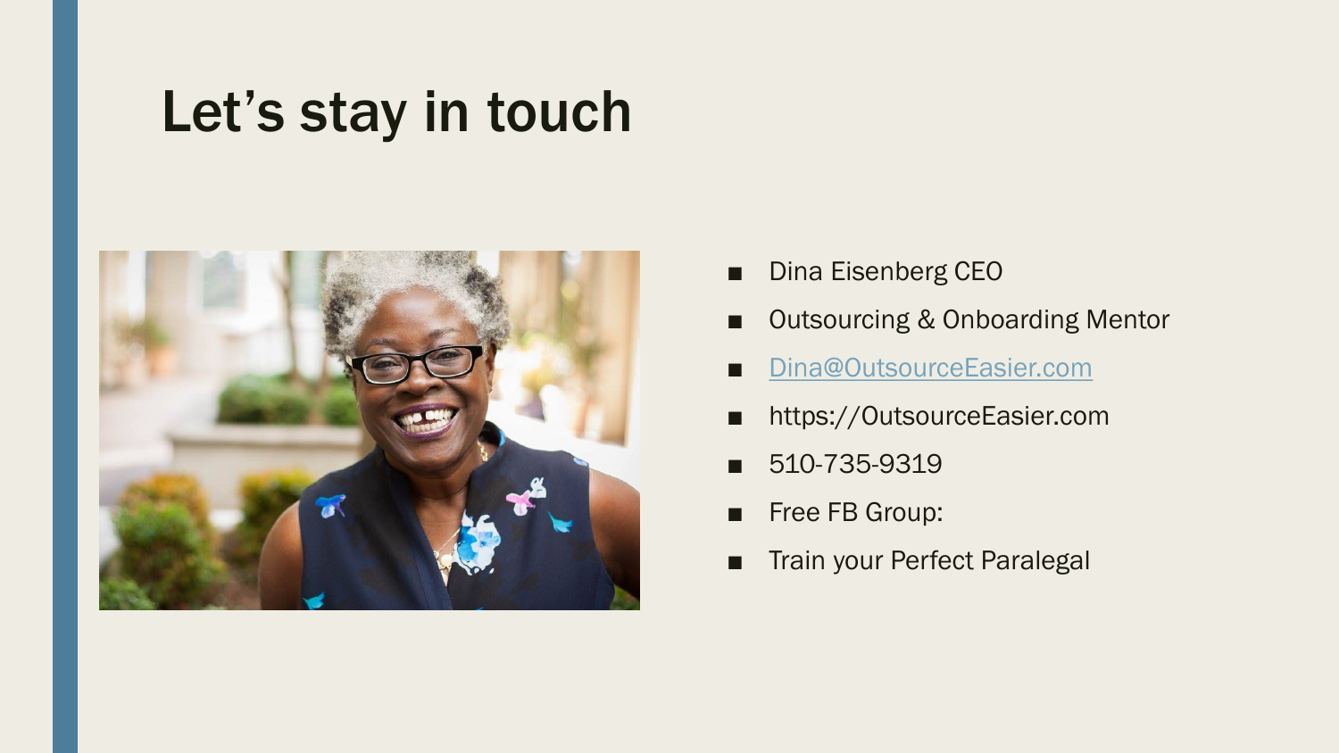# Let's stay in touch

- Dina Eisenberg CEO
- Outsourcing & Onboarding Mentor
- Dina@OutsourceEasier.com
- https://OutsourceEasier.com
- 510-735-9319
- Free FB Group:
- Train your Perfect Paralegal